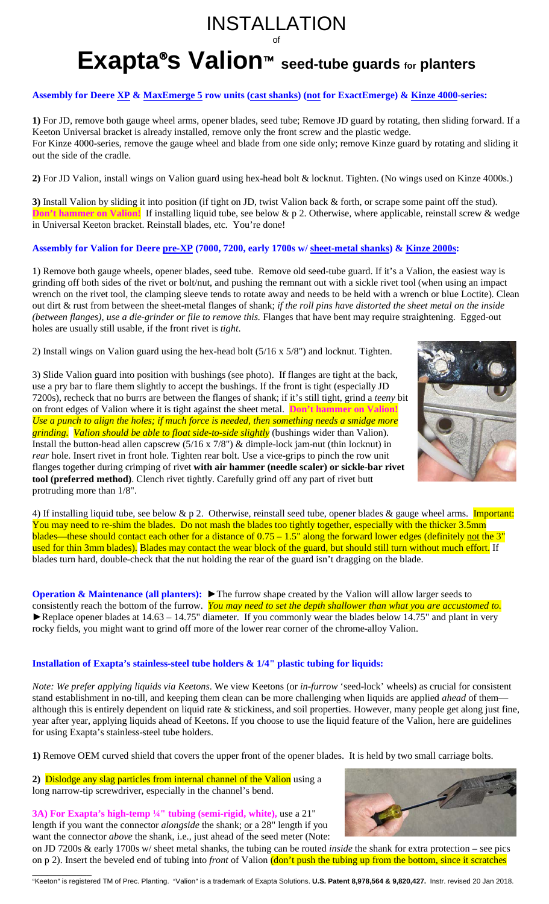# INSTALLATION

of

# Exapta®s Valion™ seed-tube guards for planters

**Assembly for Deere XP & MaxEmerge 5 row units (cast shanks) (not for ExactEmerge) & Kinze 4000-series:**

**1)** For JD, remove both gauge wheel arms, opener blades, seed tube; Remove JD guard by rotating, then sliding forward. If a Keeton Universal bracket is already installed, remove only the front screw and the plastic wedge.
For Kinze 4000-series, remove the gauge wheel and blade from one side only; remove Kinze guard by rotating and sliding it out the side of the cradle.

**2)** For JD Valion, install wings on Valion guard using hex-head bolt & locknut. Tighten. (No wings used on Kinze 4000s.)

**3)** Install Valion by sliding it into position (if tight on JD, twist Valion back & forth, or scrape some paint off the stud). **Don't hammer on Valion!** If installing liquid tube, see below & p 2. Otherwise, where applicable, reinstall screw & wedge in Universal Keeton bracket. Reinstall blades, etc. You're done!

**Assembly for Valion for Deere pre-XP (7000, 7200, early 1700s w/ sheet-metal shanks) & Kinze 2000s:**

1) Remove both gauge wheels, opener blades, seed tube. Remove old seed-tube guard. If it's a Valion, the easiest way is grinding off both sides of the rivet or bolt/nut, and pushing the remnant out with a sickle rivet tool (when using an impact wrench on the rivet tool, the clamping sleeve tends to rotate away and needs to be held with a wrench or blue Loctite). Clean out dirt & rust from between the sheet-metal flanges of shank; *if the roll pins have distorted the sheet metal on the inside (between flanges), use a die-grinder or file to remove this.* Flanges that have bent may require straightening. Egged-out holes are usually still usable, if the front rivet is *tight*.

2) Install wings on Valion guard using the hex-head bolt (5/16 x 5/8") and locknut. Tighten.

3) Slide Valion guard into position with bushings (see photo). If flanges are tight at the back, use a pry bar to flare them slightly to accept the bushings. If the front is tight (especially JD 7200s), recheck that no burrs are between the flanges of shank; if it's still tight, grind a *teeny* bit on front edges of Valion where it is tight against the sheet metal. **Don't hammer on Valion!** *Use a punch to align the holes; if much force is needed, then something needs a smidge more grinding. Valion should be able to float side-to-side slightly* (bushings wider than Valion). Install the button-head allen capscrew (5/16 x 7/8") & dimple-lock jam-nut (thin locknut) in *rear* hole. Insert rivet in front hole. Tighten rear bolt. Use a vice-grips to pinch the row unit flanges together during crimping of rivet **with air hammer (needle scaler) or sickle-bar rivet tool (preferred method)**. Clench rivet tightly. Carefully grind off any part of rivet butt protruding more than 1/8".

4) If installing liquid tube, see below & p 2. Otherwise, reinstall seed tube, opener blades & gauge wheel arms. Important: You may need to re-shim the blades. Do not mash the blades too tightly together, especially with the thicker 3.5mm blades—these should contact each other for a distance of 0.75 – 1.5" along the forward lower edges (definitely not the 3" used for thin 3mm blades). Blades may contact the wear block of the guard, but should still turn without much effort. If blades turn hard, double-check that the nut holding the rear of the guard isn't dragging on the blade.

**Operation & Maintenance (all planters):** ►The furrow shape created by the Valion will allow larger seeds to consistently reach the bottom of the furrow. *You may need to set the depth shallower than what you are accustomed to.* ►Replace opener blades at 14.63 – 14.75" diameter. If you commonly wear the blades below 14.75" and plant in very rocky fields, you might want to grind off more of the lower rear corner of the chrome-alloy Valion.

**Installation of Exapta's stainless-steel tube holders & 1/4" plastic tubing for liquids:**

*Note: We prefer applying liquids via Keetons*. We view Keetons (or *in-furrow* 'seed-lock' wheels) as crucial for consistent stand establishment in no-till, and keeping them clean can be more challenging when liquids are applied *ahead* of them—although this is entirely dependent on liquid rate & stickiness, and soil properties. However, many people get along just fine, year after year, applying liquids ahead of Keetons. If you choose to use the liquid feature of the Valion, here are guidelines for using Exapta's stainless-steel tube holders.

**1)** Remove OEM curved shield that covers the upper front of the opener blades. It is held by two small carriage bolts.

**2)** Dislodge any slag particles from internal channel of the Valion using a long narrow-tip screwdriver, especially in the channel's bend.

**3A) For Exapta's high-temp ¼" tubing (semi-rigid, white),** use a 21" length if you want the connector *alongside* the shank; or a 28" length if you want the connector *above* the shank, i.e., just ahead of the seed meter (Note: on JD 7200s & early 1700s w/ sheet metal shanks, the tubing can be routed *inside* the shank for extra protection – see pics on p 2). Insert the beveled end of tubing into *front* of Valion (don't push the tubing up from the bottom, since it scratches

---

"Keeton" is registered TM of Prec. Planting. "Valion" is a trademark of Exapta Solutions. **U.S. Patent 8,978,564 & 9,820,427.** Instr. revised 20 Jan 2018.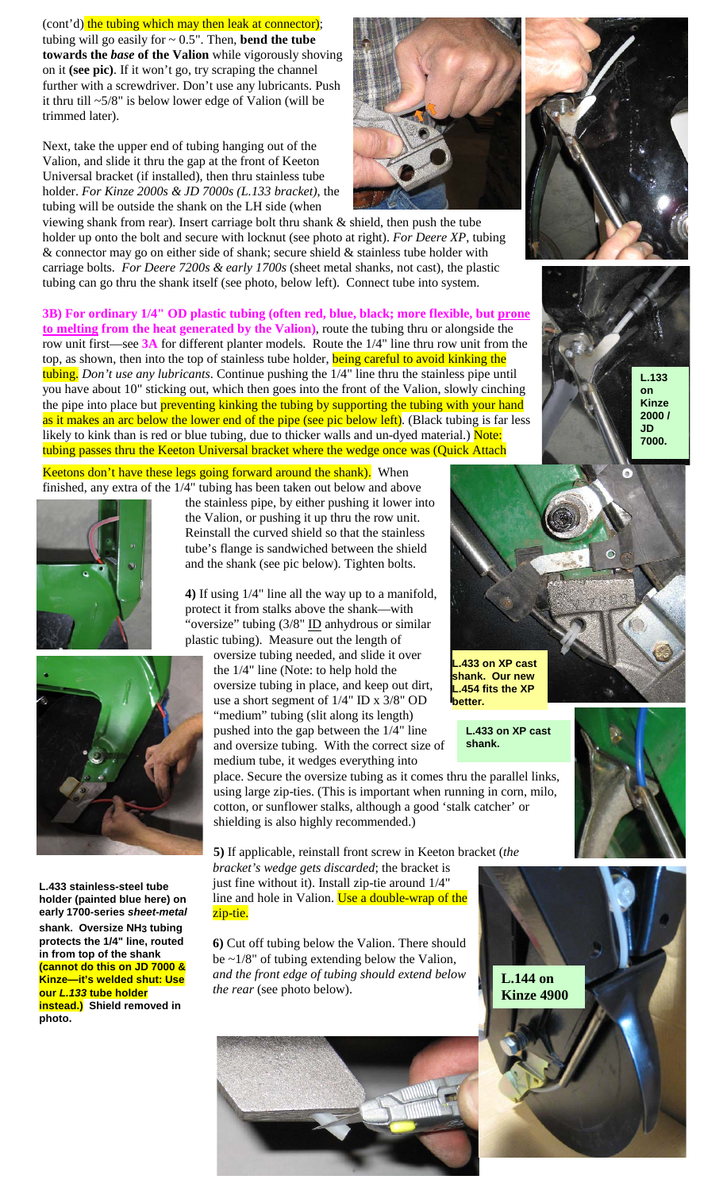(cont'd) the tubing which may then leak at connector); tubing will go easily for ~ 0.5". Then, **bend the tube towards the *base* of the Valion** while vigorously shoving on it **(see pic)**. If it won't go, try scraping the channel further with a screwdriver. Don't use any lubricants. Push it thru till ~5/8" is below lower edge of Valion (will be trimmed later).

Next, take the upper end of tubing hanging out of the Valion, and slide it thru the gap at the front of Keeton Universal bracket (if installed), then thru stainless tube holder. *For Kinze 2000s & JD 7000s (L.133 bracket)*, the tubing will be outside the shank on the LH side (when viewing shank from rear). Insert carriage bolt thru shank & shield, then push the tube holder up onto the bolt and secure with locknut (see photo at right). *For Deere XP*, tubing & connector may go on either side of shank; secure shield & stainless tube holder with carriage bolts. *For Deere 7200s & early 1700s* (sheet metal shanks, not cast), the plastic tubing can go thru the shank itself (see photo, below left). Connect tube into system.

**3B) For ordinary 1/4" OD plastic tubing (often red, blue, black; more flexible, but prone to melting from the heat generated by the Valion)**, route the tubing thru or alongside the row unit first—see **3A** for different planter models. Route the 1/4" line thru row unit from the top, as shown, then into the top of stainless tube holder, being careful to avoid kinking the tubing. *Don't use any lubricants*. Continue pushing the 1/4" line thru the stainless pipe until you have about 10" sticking out, which then goes into the front of the Valion, slowly cinching the pipe into place but preventing kinking the tubing by supporting the tubing with your hand as it makes an arc below the lower end of the pipe (see pic below left). (Black tubing is far less likely to kink than is red or blue tubing, due to thicker walls and un-dyed material.) Note: tubing passes thru the Keeton Universal bracket where the wedge once was (Quick Attach Keetons don't have these legs going forward around the shank). When finished, any extra of the 1/4" tubing has been taken out below and above the stainless pipe, by either pushing it lower into the Valion, or pushing it up thru the row unit. Reinstall the curved shield so that the stainless tube's flange is sandwiched between the shield and the shank (see pic below). Tighten bolts.

**L.133 on Kinze 2000 / JD 7000.**

**4)** If using 1/4" line all the way up to a manifold, protect it from stalks above the shank—with "oversize" tubing (3/8" ID anhydrous or similar plastic tubing). Measure out the length of oversize tubing needed, and slide it over the 1/4" line (Note: to help hold the oversize tubing in place, and keep out dirt, use a short segment of 1/4" ID x 3/8" OD "medium" tubing (slit along its length) pushed into the gap between the 1/4" line and oversize tubing. With the correct size of medium tube, it wedges everything into place. Secure the oversize tubing as it comes thru the parallel links, using large zip-ties. (This is important when running in corn, milo, cotton, or sunflower stalks, although a good 'stalk catcher' or shielding is also highly recommended.)

**L.433 on XP cast shank. Our new L.454 fits the XP better.**

**L.433 on XP cast shank.**

**L.433 stainless-steel tube holder (painted blue here) on early 1700-series *sheet-metal* shank. Oversize $NH_3$ tubing protects the 1/4" line, routed in from top of the shank (cannot do this on JD 7000 & Kinze—it's welded shut: Use our *L.133* tube holder instead.) Shield removed in photo.**

**5)** If applicable, reinstall front screw in Keeton bracket (*the bracket's wedge gets discarded*; the bracket is just fine without it). Install zip-tie around 1/4" line and hole in Valion. Use a double-wrap of the zip-tie.

**6)** Cut off tubing below the Valion. There should be ~1/8" of tubing extending below the Valion, *and the front edge of tubing should extend below the rear* (see photo below).

**L.144 on Kinze 4900**